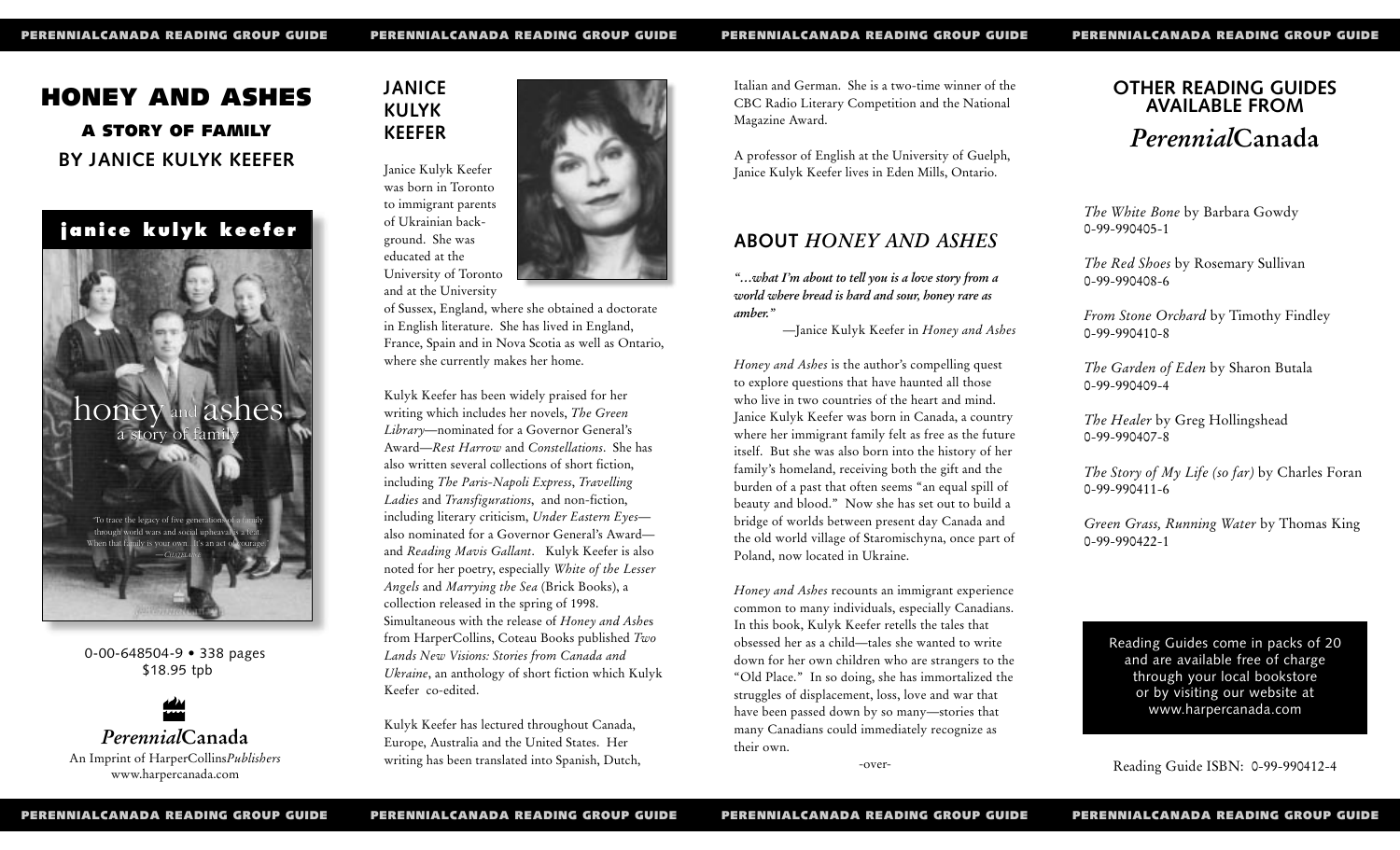# HONEY AND ASHES

### A STORY OF FAMILY

### BY JANICE KULYK KEEFER

0-00-648504-9 • 338 pages
$18.95 tpb

*Perennial*Canada
An Imprint of HarperCollins*Publishers*
www.harpercanada.com

## JANICE KULYK KEEFER

Janice Kulyk Keefer was born in Toronto to immigrant parents of Ukrainian background. She was educated at the University of Toronto and at the University of Sussex, England, where she obtained a doctorate in English literature. She has lived in England, France, Spain and in Nova Scotia as well as Ontario, where she currently makes her home.

Kulyk Keefer has been widely praised for her writing which includes her novels, *The Green Library*—nominated for a Governor General's Award—*Rest Harrow* and *Constellations*. She has also written several collections of short fiction, including *The Paris-Napoli Express*, *Travelling Ladies* and *Transfigurations*, and non-fiction, including literary criticism, *Under Eastern Eyes*—also nominated for a Governor General's Award—and *Reading Mavis Gallant*. Kulyk Keefer is also noted for her poetry, especially *White of the Lesser Angels* and *Marrying the Sea* (Brick Books), a collection released in the spring of 1998. Simultaneous with the release of *Honey and Ashes* from HarperCollins, Coteau Books published *Two Lands New Visions: Stories from Canada and Ukraine*, an anthology of short fiction which Kulyk Keefer co-edited.

Kulyk Keefer has lectured throughout Canada, Europe, Australia and the United States. Her writing has been translated into Spanish, Dutch, Italian and German. She is a two-time winner of the CBC Radio Literary Competition and the National Magazine Award.

A professor of English at the University of Guelph, Janice Kulyk Keefer lives in Eden Mills, Ontario.

## ABOUT *HONEY AND ASHES*

***"…what I'm about to tell you is a love story from a world where bread is hard and sour, honey rare as amber."***

—Janice Kulyk Keefer in *Honey and Ashes*

*Honey and Ashes* is the author's compelling quest to explore questions that have haunted all those who live in two countries of the heart and mind. Janice Kulyk Keefer was born in Canada, a country where her immigrant family felt as free as the future itself. But she was also born into the history of her family's homeland, receiving both the gift and the burden of a past that often seems "an equal spill of beauty and blood." Now she has set out to build a bridge of worlds between present day Canada and the old world village of Staromischyna, once part of Poland, now located in Ukraine.

*Honey and Ashes* recounts an immigrant experience common to many individuals, especially Canadians. In this book, Kulyk Keefer retells the tales that obsessed her as a child—tales she wanted to write down for her own children who are strangers to the "Old Place." In so doing, she has immortalized the struggles of displacement, loss, love and war that have been passed down by so many—stories that many Canadians could immediately recognize as their own.

-over-

## OTHER READING GUIDES AVAILABLE FROM *Perennial*Canada

*The White Bone* by Barbara Gowdy
0-99-990405-1

*The Red Shoes* by Rosemary Sullivan
0-99-990408-6

*From Stone Orchard* by Timothy Findley
0-99-990410-8

*The Garden of Eden* by Sharon Butala
0-99-990409-4

*The Healer* by Greg Hollingshead
0-99-990407-8

*The Story of My Life (so far)* by Charles Foran
0-99-990411-6

*Green Grass, Running Water* by Thomas King
0-99-990422-1

Reading Guides come in packs of 20 and are available free of charge through your local bookstore or by visiting our website at www.harpercanada.com

Reading Guide ISBN: 0-99-990412-4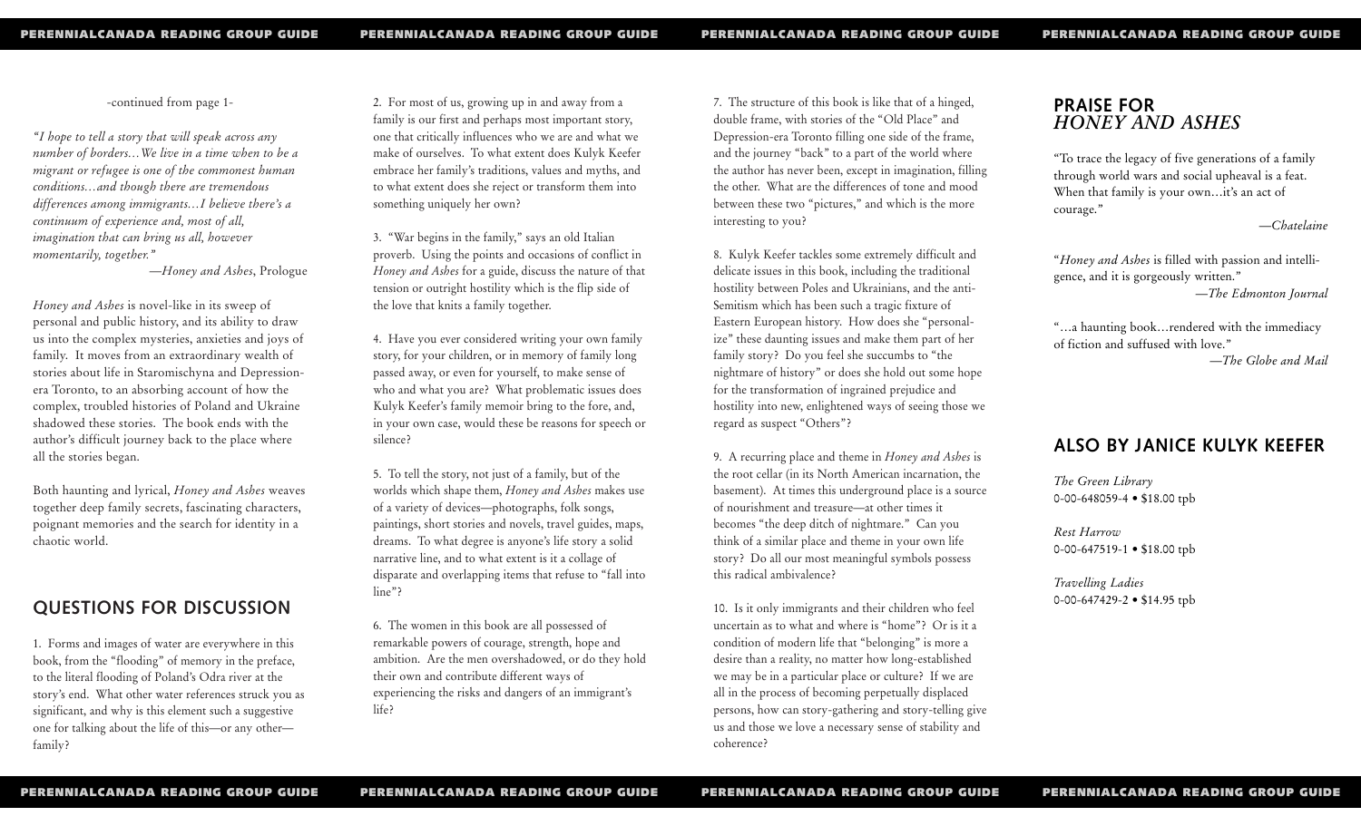-continued from page 1-

*"I hope to tell a story that will speak across any number of borders…We live in a time when to be a migrant or refugee is one of the commonest human conditions…and though there are tremendous differences among immigrants…I believe there's a continuum of experience and, most of all, imagination that can bring us all, however momentarily, together."*

—*Honey and Ashes*, Prologue

*Honey and Ashes* is novel-like in its sweep of personal and public history, and its ability to draw us into the complex mysteries, anxieties and joys of family. It moves from an extraordinary wealth of stories about life in Staromischyna and Depression-era Toronto, to an absorbing account of how the complex, troubled histories of Poland and Ukraine shadowed these stories. The book ends with the author's difficult journey back to the place where all the stories began.

Both haunting and lyrical, *Honey and Ashes* weaves together deep family secrets, fascinating characters, poignant memories and the search for identity in a chaotic world.

## QUESTIONS FOR DISCUSSION

1. Forms and images of water are everywhere in this book, from the "flooding" of memory in the preface, to the literal flooding of Poland's Odra river at the story's end. What other water references struck you as significant, and why is this element such a suggestive one for talking about the life of this—or any other—family?

2. For most of us, growing up in and away from a family is our first and perhaps most important story, one that critically influences who we are and what we make of ourselves. To what extent does Kulyk Keefer embrace her family's traditions, values and myths, and to what extent does she reject or transform them into something uniquely her own?

3. "War begins in the family," says an old Italian proverb. Using the points and occasions of conflict in *Honey and Ashes* for a guide, discuss the nature of that tension or outright hostility which is the flip side of the love that knits a family together.

4. Have you ever considered writing your own family story, for your children, or in memory of family long passed away, or even for yourself, to make sense of who and what you are? What problematic issues does Kulyk Keefer's family memoir bring to the fore, and, in your own case, would these be reasons for speech or silence?

5. To tell the story, not just of a family, but of the worlds which shape them, *Honey and Ashes* makes use of a variety of devices—photographs, folk songs, paintings, short stories and novels, travel guides, maps, dreams. To what degree is anyone's life story a solid narrative line, and to what extent is it a collage of disparate and overlapping items that refuse to "fall into line"?

6. The women in this book are all possessed of remarkable powers of courage, strength, hope and ambition. Are the men overshadowed, or do they hold their own and contribute different ways of experiencing the risks and dangers of an immigrant's life?

7. The structure of this book is like that of a hinged, double frame, with stories of the "Old Place" and Depression-era Toronto filling one side of the frame, and the journey "back" to a part of the world where the author has never been, except in imagination, filling the other. What are the differences of tone and mood between these two "pictures," and which is the more interesting to you?

8. Kulyk Keefer tackles some extremely difficult and delicate issues in this book, including the traditional hostility between Poles and Ukrainians, and the anti-Semitism which has been such a tragic fixture of Eastern European history. How does she "personalize" these daunting issues and make them part of her family story? Do you feel she succumbs to "the nightmare of history" or does she hold out some hope for the transformation of ingrained prejudice and hostility into new, enlightened ways of seeing those we regard as suspect "Others"?

9. A recurring place and theme in *Honey and Ashes* is the root cellar (in its North American incarnation, the basement). At times this underground place is a source of nourishment and treasure—at other times it becomes "the deep ditch of nightmare." Can you think of a similar place and theme in your own life story? Do all our most meaningful symbols possess this radical ambivalence?

10. Is it only immigrants and their children who feel uncertain as to what and where is "home"? Or is it a condition of modern life that "belonging" is more a desire than a reality, no matter how long-established we may be in a particular place or culture? If we are all in the process of becoming perpetually displaced persons, how can story-gathering and story-telling give us and those we love a necessary sense of stability and coherence?

## PRAISE FOR *HONEY AND ASHES*

"To trace the legacy of five generations of a family through world wars and social upheaval is a feat. When that family is your own…it's an act of courage."

—*Chatelaine*

"*Honey and Ashes* is filled with passion and intelligence, and it is gorgeously written."

—*The Edmonton Journal*

"…a haunting book…rendered with the immediacy of fiction and suffused with love."

—*The Globe and Mail*

## ALSO BY JANICE KULYK KEEFER

*The Green Library*
0-00-648059-4 • $18.00 tpb

*Rest Harrow*
0-00-647519-1 • $18.00 tpb

*Travelling Ladies*
0-00-647429-2 • $14.95 tpb